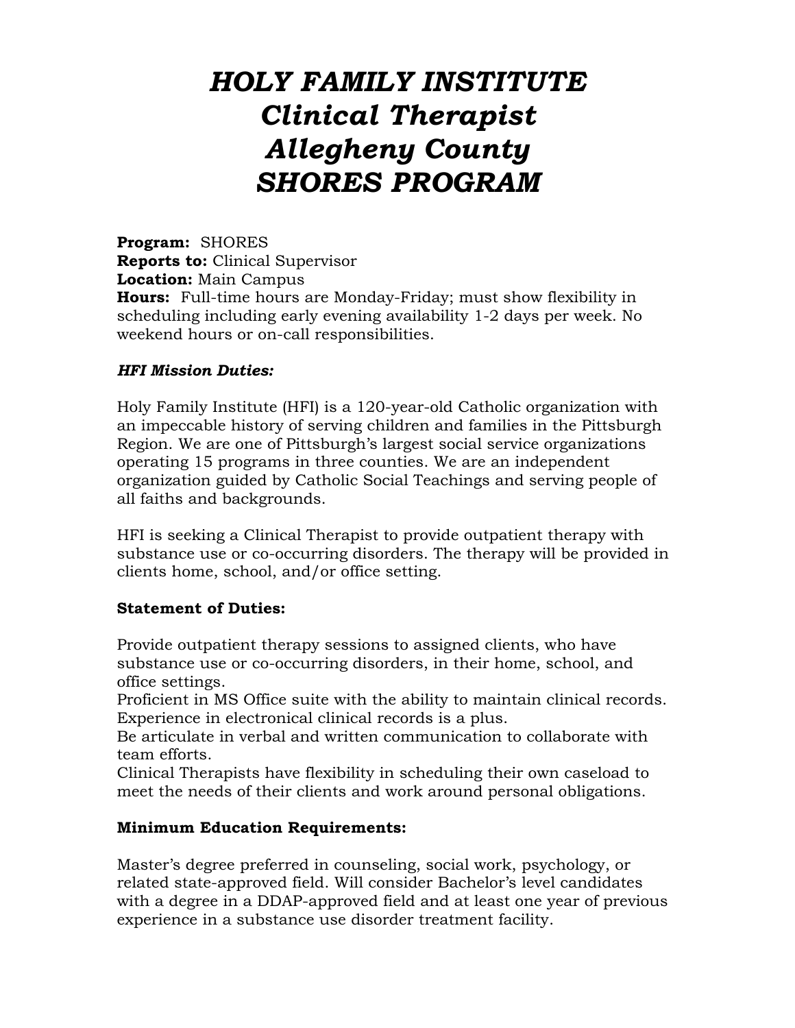# *HOLY FAMILY INSTITUTE*
# *Clinical Therapist*
# *Allegheny County*
# *SHORES PROGRAM*

**Program:** SHORES
**Reports to:** Clinical Supervisor
**Location:** Main Campus
**Hours:** Full-time hours are Monday-Friday; must show flexibility in scheduling including early evening availability 1-2 days per week. No weekend hours or on-call responsibilities.

***HFI Mission Duties:***

Holy Family Institute (HFI) is a 120-year-old Catholic organization with an impeccable history of serving children and families in the Pittsburgh Region. We are one of Pittsburgh's largest social service organizations operating 15 programs in three counties. We are an independent organization guided by Catholic Social Teachings and serving people of all faiths and backgrounds.

HFI is seeking a Clinical Therapist to provide outpatient therapy with substance use or co-occurring disorders. The therapy will be provided in clients home, school, and/or office setting.

**Statement of Duties:**

Provide outpatient therapy sessions to assigned clients, who have substance use or co-occurring disorders, in their home, school, and office settings.
Proficient in MS Office suite with the ability to maintain clinical records. Experience in electronical clinical records is a plus.
Be articulate in verbal and written communication to collaborate with team efforts.
Clinical Therapists have flexibility in scheduling their own caseload to meet the needs of their clients and work around personal obligations.

**Minimum Education Requirements:**

Master's degree preferred in counseling, social work, psychology, or related state-approved field. Will consider Bachelor's level candidates with a degree in a DDAP-approved field and at least one year of previous experience in a substance use disorder treatment facility.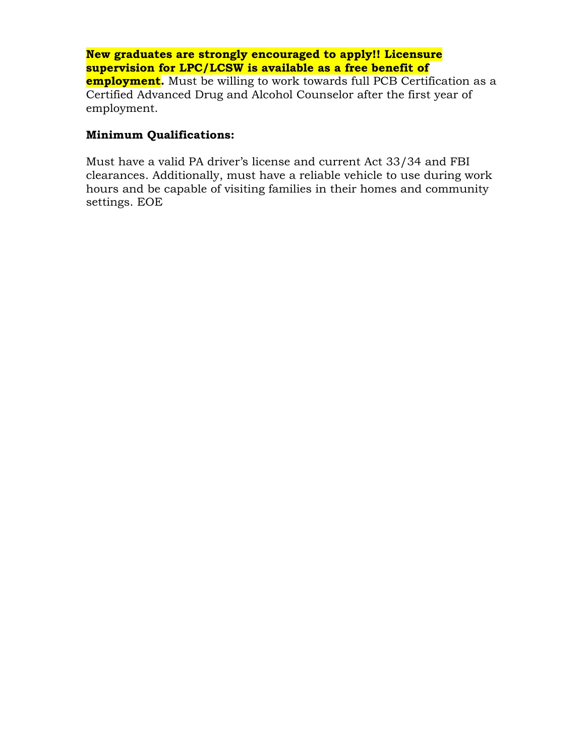**New graduates are strongly encouraged to apply!! Licensure supervision for LPC/LCSW is available as a free benefit of employment.** Must be willing to work towards full PCB Certification as a Certified Advanced Drug and Alcohol Counselor after the first year of employment.

**Minimum Qualifications:**

Must have a valid PA driver's license and current Act 33/34 and FBI clearances. Additionally, must have a reliable vehicle to use during work hours and be capable of visiting families in their homes and community settings. EOE